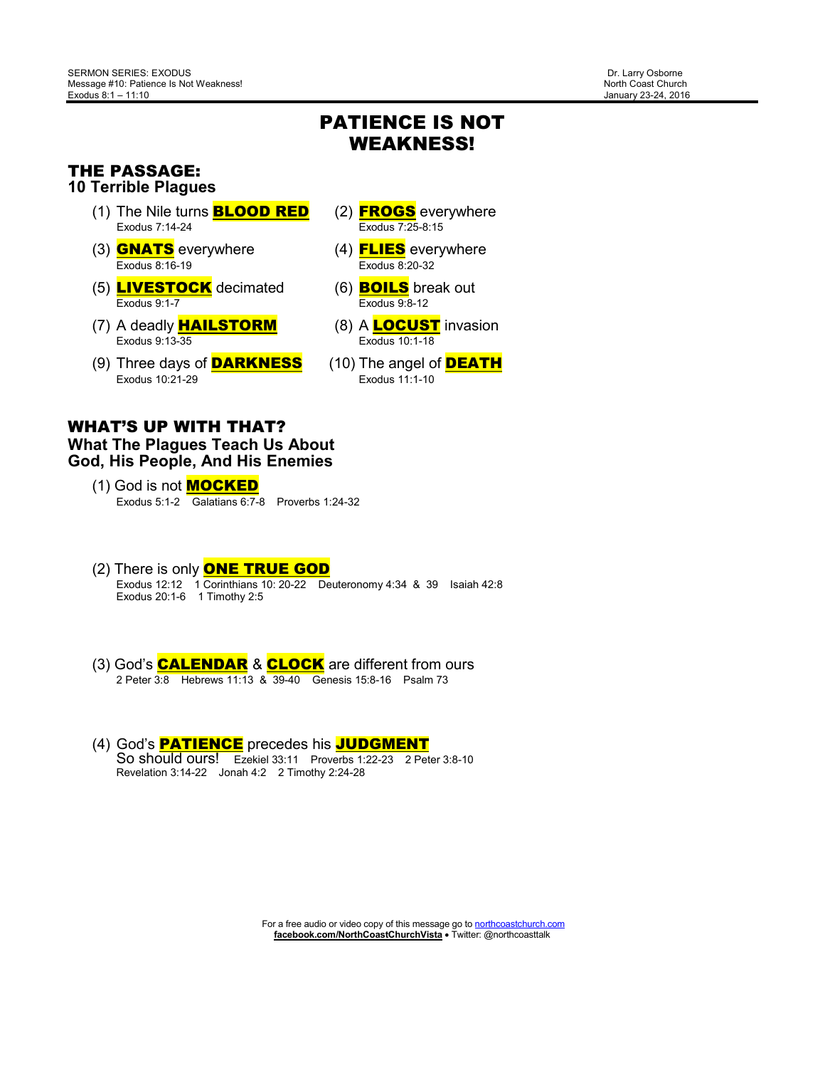SERMON SERIES: EXODUS
Message #10: Patience Is Not Weakness!
Exodus 8:1 – 11:10

Dr. Larry Osborne
North Coast Church
January 23-24, 2016

# PATIENCE IS NOT WEAKNESS!

## THE PASSAGE:
### 10 Terrible Plagues

(1) The Nile turns **BLOOD RED**
Exodus 7:14-24

(2) **FROGS** everywhere
Exodus 7:25-8:15

(3) **GNATS** everywhere
Exodus 8:16-19

(4) **FLIES** everywhere
Exodus 8:20-32

(5) **LIVESTOCK** decimated
Exodus 9:1-7

(6) **BOILS** break out
Exodus 9:8-12

(7) A deadly **HAILSTORM**
Exodus 9:13-35

(8) A **LOCUST** invasion
Exodus 10:1-18

(9) Three days of **DARKNESS**
Exodus 10:21-29

(10) The angel of **DEATH**
Exodus 11:1-10

## WHAT'S UP WITH THAT?
### What The Plagues Teach Us About God, His People, And His Enemies

(1) God is not **MOCKED**
Exodus 5:1-2 Galatians 6:7-8 Proverbs 1:24-32

(2) There is only **ONE TRUE GOD**
Exodus 12:12 1 Corinthians 10: 20-22 Deuteronomy 4:34 & 39 Isaiah 42:8
Exodus 20:1-6 1 Timothy 2:5

(3) God's **CALENDAR** & **CLOCK** are different from ours
2 Peter 3:8 Hebrews 11:13 & 39-40 Genesis 15:8-16 Psalm 73

(4) God's **PATIENCE** precedes his **JUDGMENT**
So should ours! Ezekiel 33:11 Proverbs 1:22-23 2 Peter 3:8-10
Revelation 3:14-22 Jonah 4:2 2 Timothy 2:24-28

For a free audio or video copy of this message go to northcoastchurch.com
facebook.com/NorthCoastChurchVista • Twitter: @northcoasttalk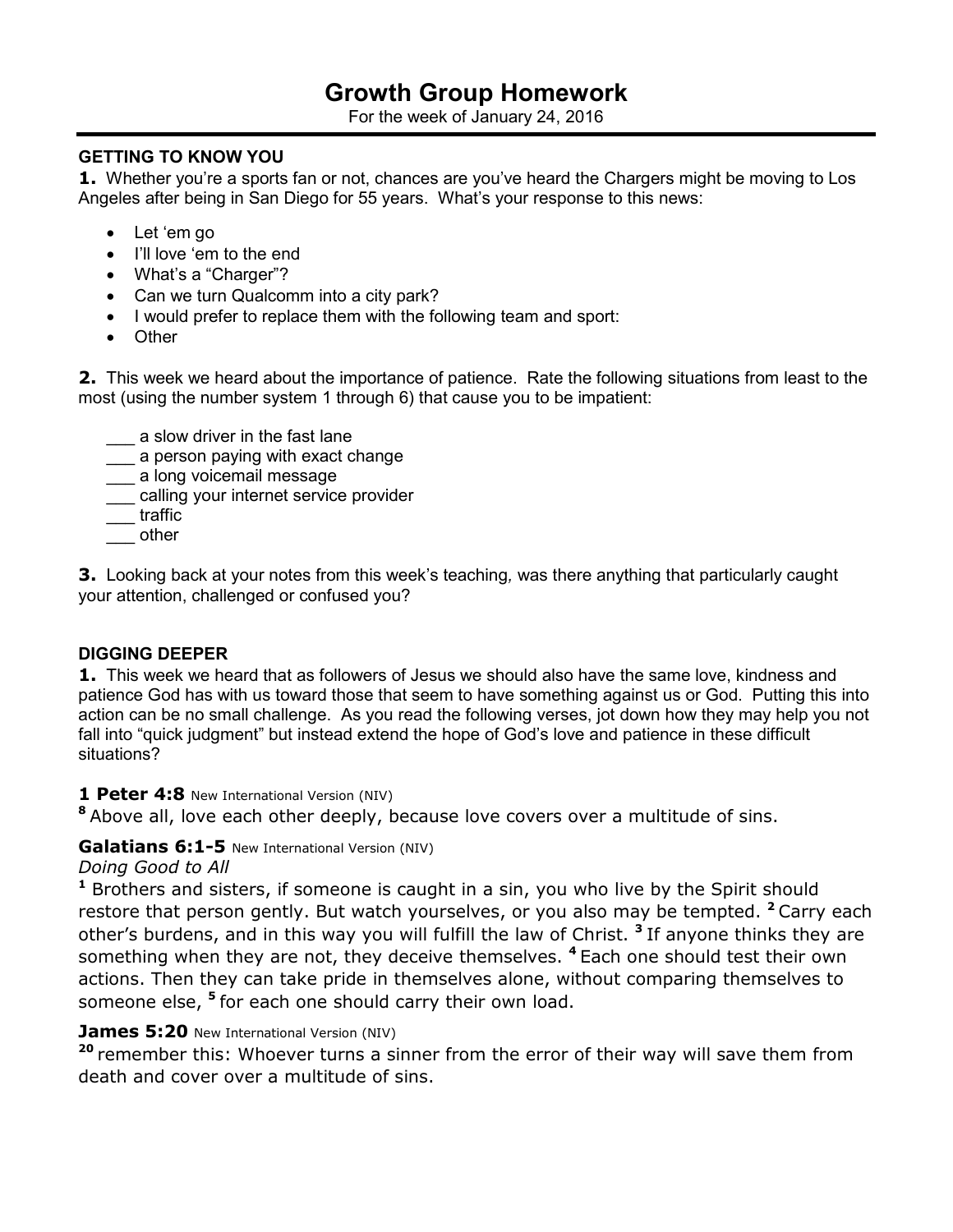# Growth Group Homework

For the week of January 24, 2016

### GETTING TO KNOW YOU

**1.** Whether you're a sports fan or not, chances are you've heard the Chargers might be moving to Los Angeles after being in San Diego for 55 years. What's your response to this news:

- Let 'em go
- I'll love 'em to the end
- What's a "Charger"?
- Can we turn Qualcomm into a city park?
- I would prefer to replace them with the following team and sport:
- Other

**2.** This week we heard about the importance of patience. Rate the following situations from least to the most (using the number system 1 through 6) that cause you to be impatient:

___ a slow driver in the fast lane
___ a person paying with exact change
___ a long voicemail message
___ calling your internet service provider
___ traffic
___ other

**3.** Looking back at your notes from this week's teaching, was there anything that particularly caught your attention, challenged or confused you?

### DIGGING DEEPER

**1.** This week we heard that as followers of Jesus we should also have the same love, kindness and patience God has with us toward those that seem to have something against us or God. Putting this into action can be no small challenge. As you read the following verses, jot down how they may help you not fall into "quick judgment" but instead extend the hope of God's love and patience in these difficult situations?

**1 Peter 4:8** New International Version (NIV)

[8] Above all, love each other deeply, because love covers over a multitude of sins.

**Galatians 6:1-5** New International Version (NIV)

*Doing Good to All*

[1] Brothers and sisters, if someone is caught in a sin, you who live by the Spirit should restore that person gently. But watch yourselves, or you also may be tempted. [2] Carry each other's burdens, and in this way you will fulfill the law of Christ. [3] If anyone thinks they are something when they are not, they deceive themselves. [4] Each one should test their own actions. Then they can take pride in themselves alone, without comparing themselves to someone else, [5] for each one should carry their own load.

**James 5:20** New International Version (NIV)

[20] remember this: Whoever turns a sinner from the error of their way will save them from death and cover over a multitude of sins.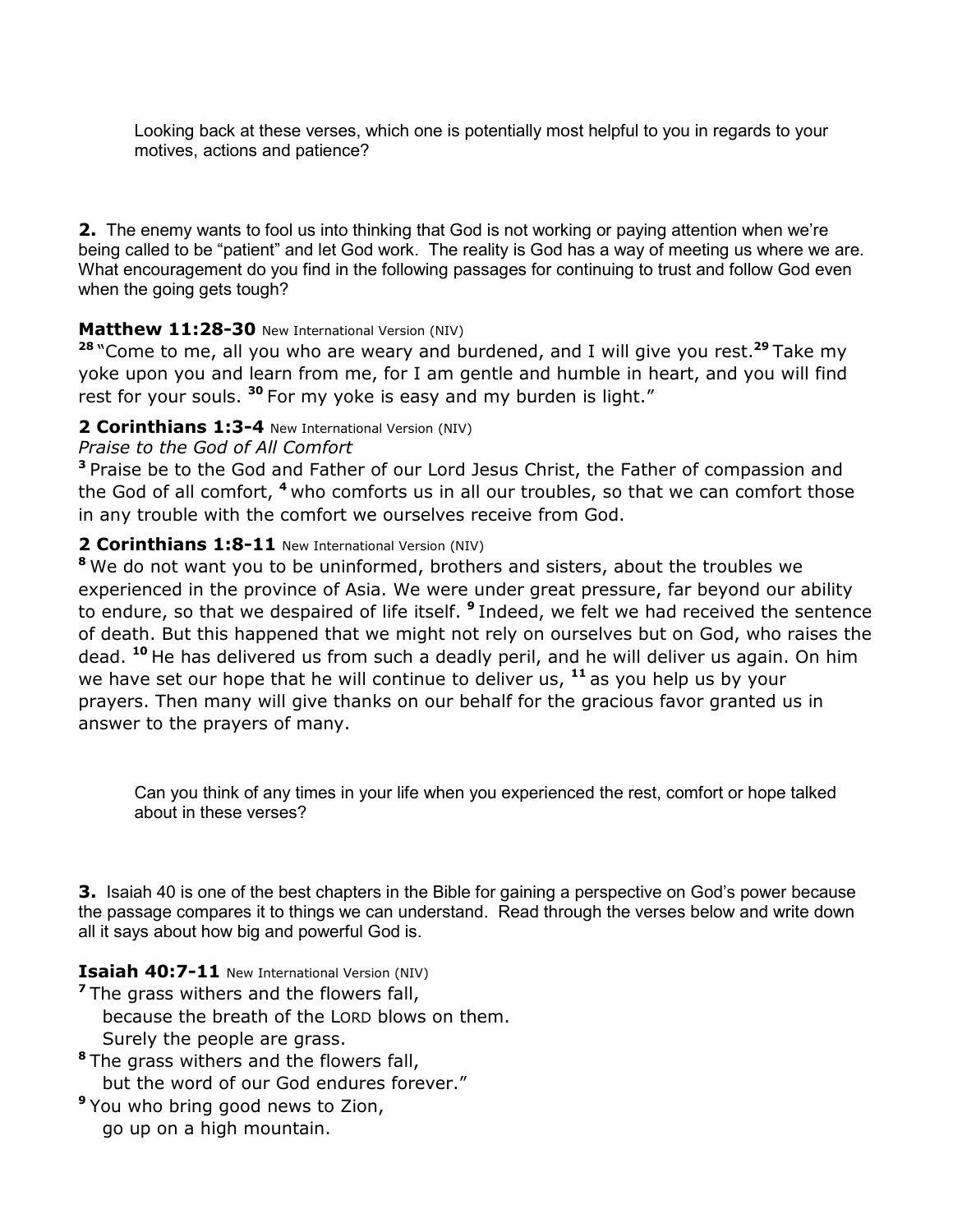Looking back at these verses, which one is potentially most helpful to you in regards to your motives, actions and patience?

**2.** The enemy wants to fool us into thinking that God is not working or paying attention when we're being called to be "patient" and let God work. The reality is God has a way of meeting us where we are. What encouragement do you find in the following passages for continuing to trust and follow God even when the going gets tough?

**Matthew 11:28-30** New International Version (NIV)

**28** "Come to me, all you who are weary and burdened, and I will give you rest. **29** Take my yoke upon you and learn from me, for I am gentle and humble in heart, and you will find rest for your souls. **30** For my yoke is easy and my burden is light."

**2 Corinthians 1:3-4** New International Version (NIV)

*Praise to the God of All Comfort*

**3** Praise be to the God and Father of our Lord Jesus Christ, the Father of compassion and the God of all comfort, **4** who comforts us in all our troubles, so that we can comfort those in any trouble with the comfort we ourselves receive from God.

**2 Corinthians 1:8-11** New International Version (NIV)

**8** We do not want you to be uninformed, brothers and sisters, about the troubles we experienced in the province of Asia. We were under great pressure, far beyond our ability to endure, so that we despaired of life itself. **9** Indeed, we felt we had received the sentence of death. But this happened that we might not rely on ourselves but on God, who raises the dead. **10** He has delivered us from such a deadly peril, and he will deliver us again. On him we have set our hope that he will continue to deliver us, **11** as you help us by your prayers. Then many will give thanks on our behalf for the gracious favor granted us in answer to the prayers of many.

Can you think of any times in your life when you experienced the rest, comfort or hope talked about in these verses?

**3.** Isaiah 40 is one of the best chapters in the Bible for gaining a perspective on God's power because the passage compares it to things we can understand. Read through the verses below and write down all it says about how big and powerful God is.

**Isaiah 40:7-11** New International Version (NIV)

**7** The grass withers and the flowers fall,
because the breath of the LORD blows on them.
Surely the people are grass.

**8** The grass withers and the flowers fall,
but the word of our God endures forever."

**9** You who bring good news to Zion,
go up on a high mountain.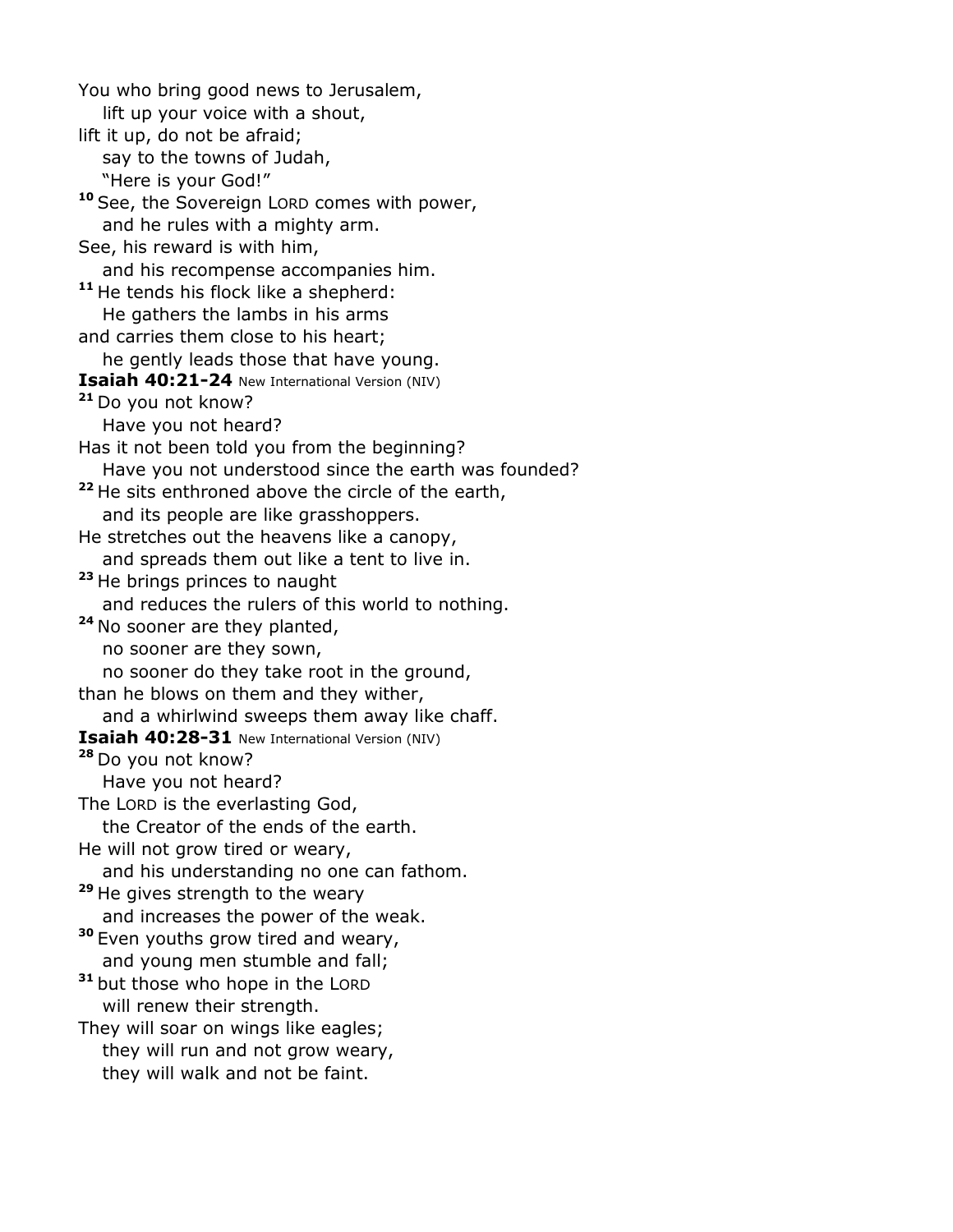You who bring good news to Jerusalem,
lift up your voice with a shout,
lift it up, do not be afraid;
say to the towns of Judah,
"Here is your God!"
[10] See, the Sovereign LORD comes with power,
and he rules with a mighty arm.
See, his reward is with him,
and his recompense accompanies him.
[11] He tends his flock like a shepherd:
He gathers the lambs in his arms
and carries them close to his heart;
he gently leads those that have young.

**Isaiah 40:21-24** New International Version (NIV)

[21] Do you not know?
Have you not heard?
Has it not been told you from the beginning?
Have you not understood since the earth was founded?
[22] He sits enthroned above the circle of the earth,
and its people are like grasshoppers.
He stretches out the heavens like a canopy,
and spreads them out like a tent to live in.
[23] He brings princes to naught
and reduces the rulers of this world to nothing.
[24] No sooner are they planted,
no sooner are they sown,
no sooner do they take root in the ground,
than he blows on them and they wither,
and a whirlwind sweeps them away like chaff.

**Isaiah 40:28-31** New International Version (NIV)

[28] Do you not know?
Have you not heard?
The LORD is the everlasting God,
the Creator of the ends of the earth.
He will not grow tired or weary,
and his understanding no one can fathom.
[29] He gives strength to the weary
and increases the power of the weak.
[30] Even youths grow tired and weary,
and young men stumble and fall;
[31] but those who hope in the LORD
will renew their strength.
They will soar on wings like eagles;
they will run and not grow weary,
they will walk and not be faint.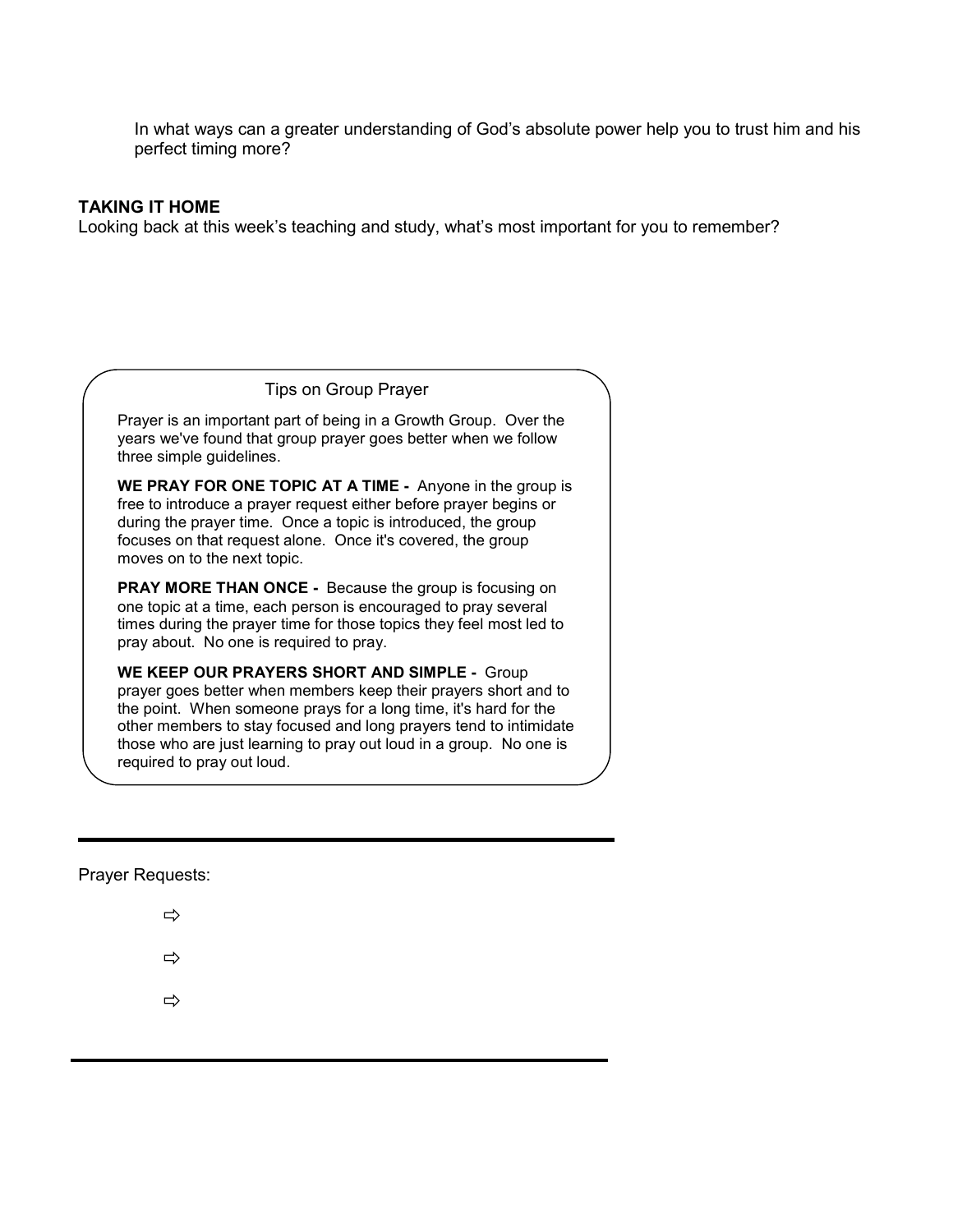In what ways can a greater understanding of God's absolute power help you to trust him and his perfect timing more?

**TAKING IT HOME**

Looking back at this week's teaching and study, what's most important for you to remember?

Tips on Group Prayer

Prayer is an important part of being in a Growth Group. Over the years we've found that group prayer goes better when we follow three simple guidelines.

**WE PRAY FOR ONE TOPIC AT A TIME -** Anyone in the group is free to introduce a prayer request either before prayer begins or during the prayer time. Once a topic is introduced, the group focuses on that request alone. Once it's covered, the group moves on to the next topic.

**PRAY MORE THAN ONCE -** Because the group is focusing on one topic at a time, each person is encouraged to pray several times during the prayer time for those topics they feel most led to pray about. No one is required to pray.

**WE KEEP OUR PRAYERS SHORT AND SIMPLE -** Group prayer goes better when members keep their prayers short and to the point. When someone prays for a long time, it's hard for the other members to stay focused and long prayers tend to intimidate those who are just learning to pray out loud in a group. No one is required to pray out loud.

---

Prayer Requests:

- ⇨
- ⇨
- ⇨

---